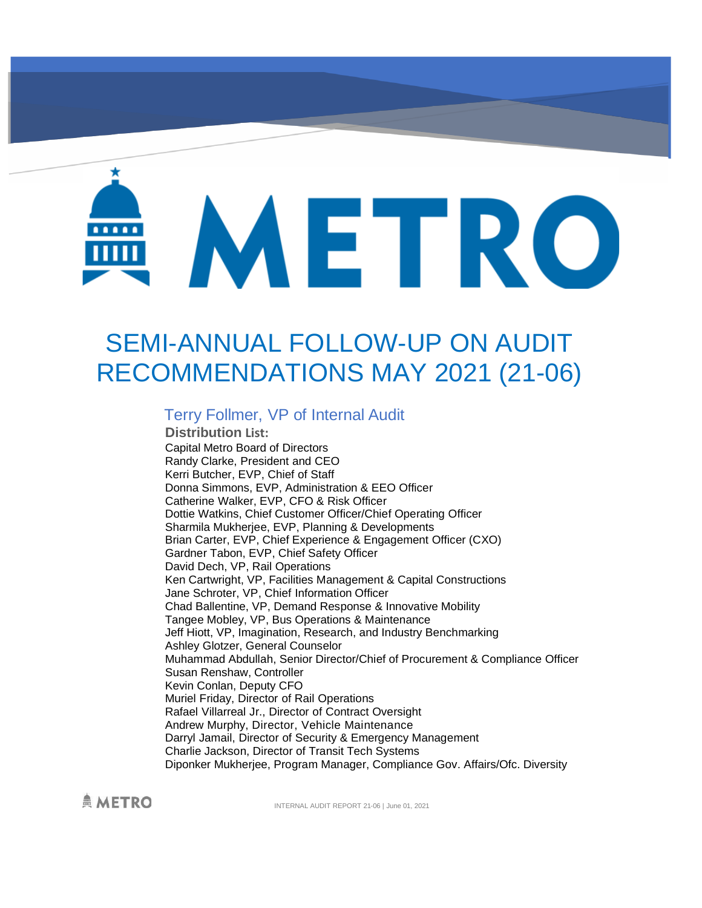# SEMI-ANNUAL FOLLOW-UP ON AUDIT RECOMMENDATIONS MAY 2021 (21-06)

## Terry Follmer, VP of Internal Audit

**Distribution List:**

Capital Metro Board of Directors
Randy Clarke, President and CEO
Kerri Butcher, EVP, Chief of Staff
Donna Simmons, EVP, Administration & EEO Officer
Catherine Walker, EVP, CFO & Risk Officer
Dottie Watkins, Chief Customer Officer/Chief Operating Officer
Sharmila Mukherjee, EVP, Planning & Developments
Brian Carter, EVP, Chief Experience & Engagement Officer (CXO)
Gardner Tabon, EVP, Chief Safety Officer
David Dech, VP, Rail Operations
Ken Cartwright, VP, Facilities Management & Capital Constructions
Jane Schroter, VP, Chief Information Officer
Chad Ballentine, VP, Demand Response & Innovative Mobility
Tangee Mobley, VP, Bus Operations & Maintenance
Jeff Hiott, VP, Imagination, Research, and Industry Benchmarking
Ashley Glotzer, General Counselor
Muhammad Abdullah, Senior Director/Chief of Procurement & Compliance Officer
Susan Renshaw, Controller
Kevin Conlan, Deputy CFO
Muriel Friday, Director of Rail Operations
Rafael Villarreal Jr., Director of Contract Oversight
Andrew Murphy, Director, Vehicle Maintenance
Darryl Jamail, Director of Security & Emergency Management
Charlie Jackson, Director of Transit Tech Systems
Diponker Mukherjee, Program Manager, Compliance Gov. Affairs/Ofc. Diversity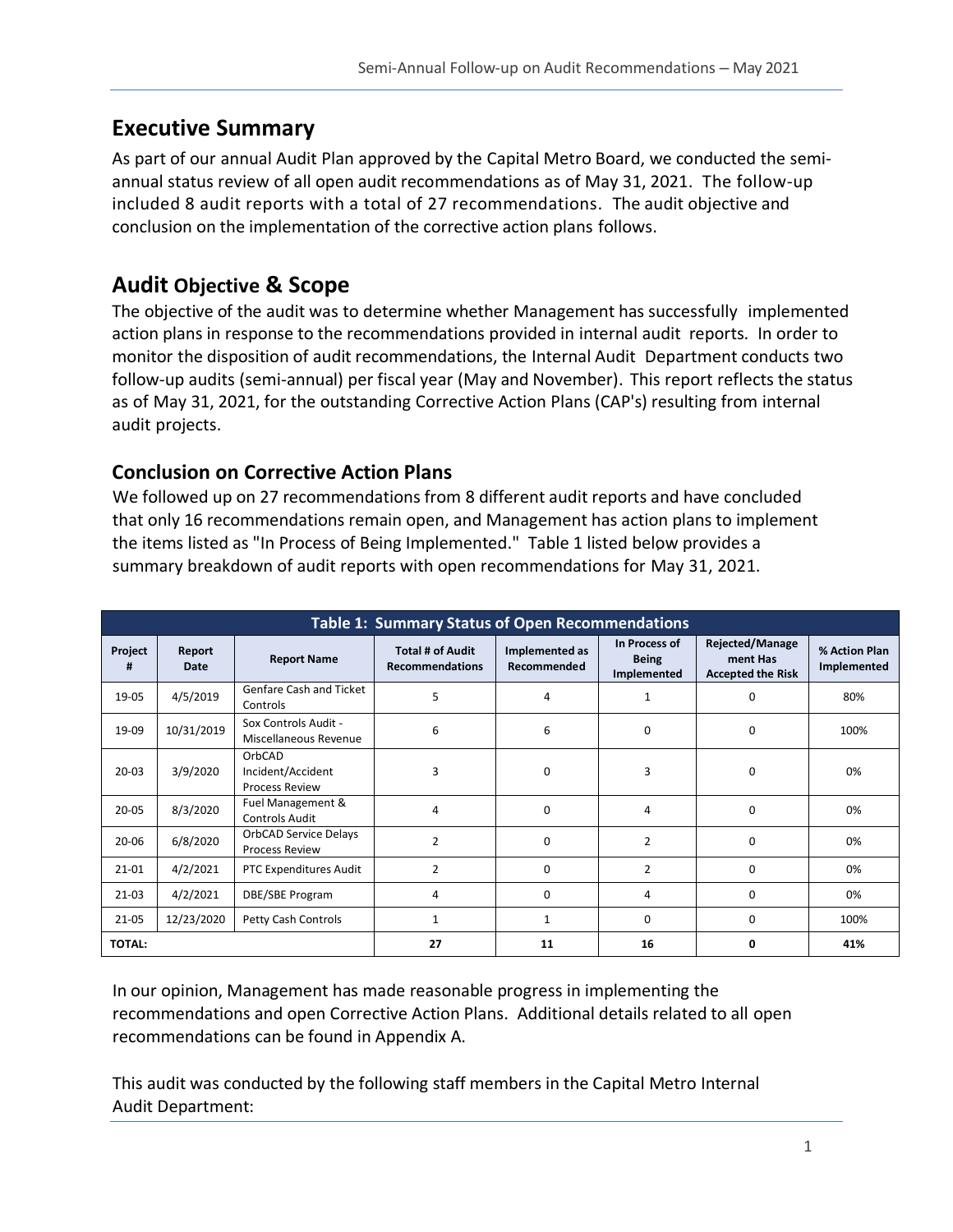# Executive Summary

As part of our annual Audit Plan approved by the Capital Metro Board, we conducted the semi-annual status review of all open audit recommendations as of May 31, 2021. The follow-up included 8 audit reports with a total of 27 recommendations. The audit objective and conclusion on the implementation of the corrective action plans follows.

# Audit Objective & Scope

The objective of the audit was to determine whether Management has successfully implemented action plans in response to the recommendations provided in internal audit reports. In order to monitor the disposition of audit recommendations, the Internal Audit Department conducts two follow-up audits (semi-annual) per fiscal year (May and November). This report reflects the status as of May 31, 2021, for the outstanding Corrective Action Plans (CAP's) resulting from internal audit projects.

## Conclusion on Corrective Action Plans

We followed up on 27 recommendations from 8 different audit reports and have concluded that only 16 recommendations remain open, and Management has action plans to implement the items listed as "In Process of Being Implemented." Table 1 listed below provides a summary breakdown of audit reports with open recommendations for May 31, 2021.

**Table 1: Summary Status of Open Recommendations**

| Project # | Report Date | Report Name | Total # of Audit Recommendations | Implemented as Recommended | In Process of Being Implemented | Rejected/Management Has Accepted the Risk | % Action Plan Implemented |
|---|---|---|---|---|---|---|---|
| 19-05 | 4/5/2019 | Genfare Cash and Ticket Controls | 5 | 4 | 1 | 0 | 80% |
| 19-09 | 10/31/2019 | Sox Controls Audit - Miscellaneous Revenue | 6 | 6 | 0 | 0 | 100% |
| 20-03 | 3/9/2020 | OrbCAD Incident/Accident Process Review | 3 | 0 | 3 | 0 | 0% |
| 20-05 | 8/3/2020 | Fuel Management & Controls Audit | 4 | 0 | 4 | 0 | 0% |
| 20-06 | 6/8/2020 | OrbCAD Service Delays Process Review | 2 | 0 | 2 | 0 | 0% |
| 21-01 | 4/2/2021 | PTC Expenditures Audit | 2 | 0 | 2 | 0 | 0% |
| 21-03 | 4/2/2021 | DBE/SBE Program | 4 | 0 | 4 | 0 | 0% |
| 21-05 | 12/23/2020 | Petty Cash Controls | 1 | 1 | 0 | 0 | 100% |
| **TOTAL:** | | | **27** | **11** | **16** | **0** | **41%** |

In our opinion, Management has made reasonable progress in implementing the recommendations and open Corrective Action Plans. Additional details related to all open recommendations can be found in Appendix A.

This audit was conducted by the following staff members in the Capital Metro Internal Audit Department: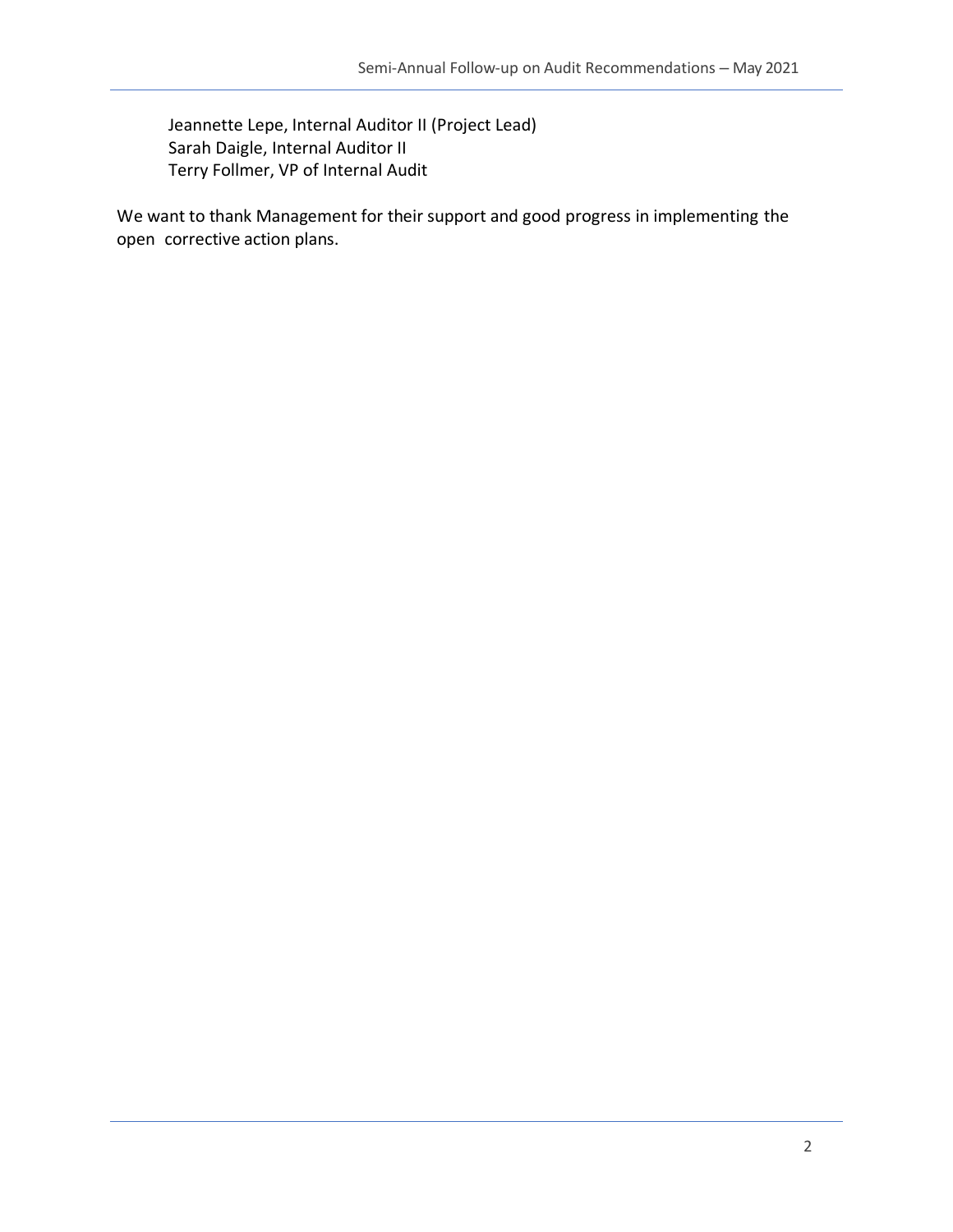Jeannette Lepe, Internal Auditor II (Project Lead)
Sarah Daigle, Internal Auditor II
Terry Follmer, VP of Internal Audit

We want to thank Management for their support and good progress in implementing the open corrective action plans.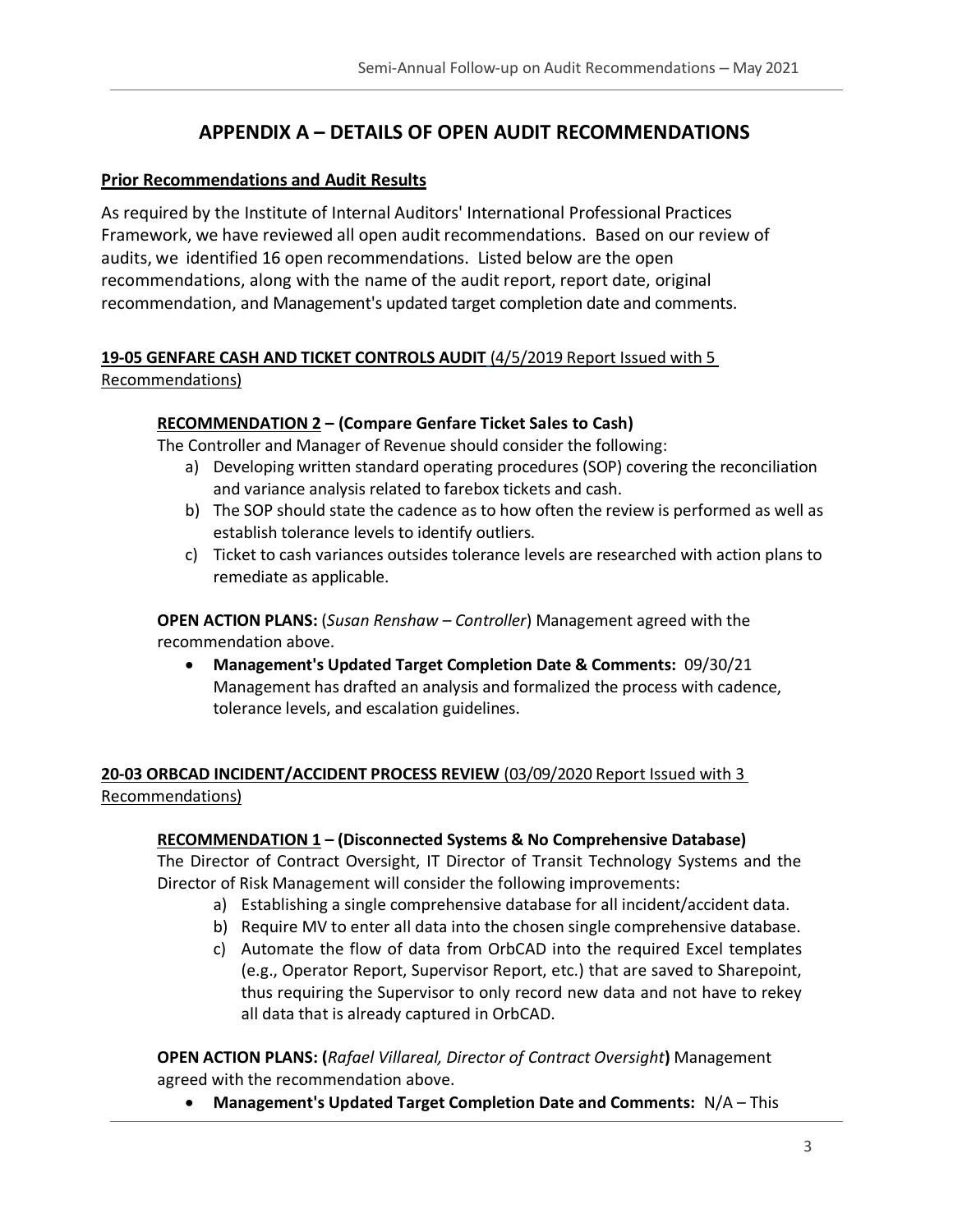# APPENDIX A – DETAILS OF OPEN AUDIT RECOMMENDATIONS

## Prior Recommendations and Audit Results

As required by the Institute of Internal Auditors' International Professional Practices Framework, we have reviewed all open audit recommendations. Based on our review of audits, we identified 16 open recommendations. Listed below are the open recommendations, along with the name of the audit report, report date, original recommendation, and Management's updated target completion date and comments.

### 19-05 GENFARE CASH AND TICKET CONTROLS AUDIT (4/5/2019 Report Issued with 5 Recommendations)

#### RECOMMENDATION 2 – (Compare Genfare Ticket Sales to Cash)

The Controller and Manager of Revenue should consider the following:

a) Developing written standard operating procedures (SOP) covering the reconciliation and variance analysis related to farebox tickets and cash.
b) The SOP should state the cadence as to how often the review is performed as well as establish tolerance levels to identify outliers.
c) Ticket to cash variances outsides tolerance levels are researched with action plans to remediate as applicable.

**OPEN ACTION PLANS:** (*Susan Renshaw – Controller*) Management agreed with the recommendation above.

- **Management's Updated Target Completion Date & Comments:** 09/30/21 Management has drafted an analysis and formalized the process with cadence, tolerance levels, and escalation guidelines.

### 20-03 ORBCAD INCIDENT/ACCIDENT PROCESS REVIEW (03/09/2020 Report Issued with 3 Recommendations)

#### RECOMMENDATION 1 – (Disconnected Systems & No Comprehensive Database)

The Director of Contract Oversight, IT Director of Transit Technology Systems and the Director of Risk Management will consider the following improvements:

a) Establishing a single comprehensive database for all incident/accident data.
b) Require MV to enter all data into the chosen single comprehensive database.
c) Automate the flow of data from OrbCAD into the required Excel templates (e.g., Operator Report, Supervisor Report, etc.) that are saved to Sharepoint, thus requiring the Supervisor to only record new data and not have to rekey all data that is already captured in OrbCAD.

**OPEN ACTION PLANS: (***Rafael Villareal, Director of Contract Oversight***)** Management agreed with the recommendation above.

- **Management's Updated Target Completion Date and Comments:** N/A – This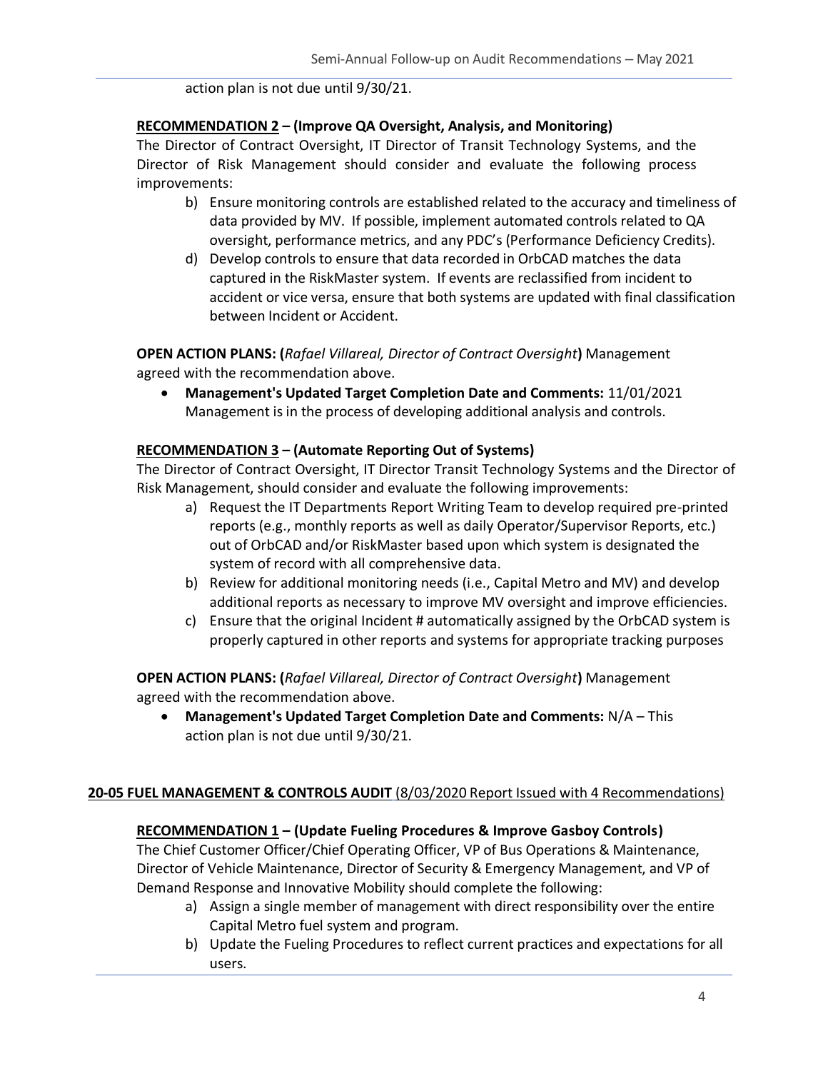action plan is not due until 9/30/21.

**RECOMMENDATION 2 – (Improve QA Oversight, Analysis, and Monitoring)**
The Director of Contract Oversight, IT Director of Transit Technology Systems, and the Director of Risk Management should consider and evaluate the following process improvements:

b) Ensure monitoring controls are established related to the accuracy and timeliness of data provided by MV. If possible, implement automated controls related to QA oversight, performance metrics, and any PDC's (Performance Deficiency Credits).

d) Develop controls to ensure that data recorded in OrbCAD matches the data captured in the RiskMaster system. If events are reclassified from incident to accident or vice versa, ensure that both systems are updated with final classification between Incident or Accident.

**OPEN ACTION PLANS: (***Rafael Villareal, Director of Contract Oversight***)** Management agreed with the recommendation above.

- **Management's Updated Target Completion Date and Comments:** 11/01/2021 Management is in the process of developing additional analysis and controls.

**RECOMMENDATION 3 – (Automate Reporting Out of Systems)**
The Director of Contract Oversight, IT Director Transit Technology Systems and the Director of Risk Management, should consider and evaluate the following improvements:

a) Request the IT Departments Report Writing Team to develop required pre-printed reports (e.g., monthly reports as well as daily Operator/Supervisor Reports, etc.) out of OrbCAD and/or RiskMaster based upon which system is designated the system of record with all comprehensive data.

b) Review for additional monitoring needs (i.e., Capital Metro and MV) and develop additional reports as necessary to improve MV oversight and improve efficiencies.

c) Ensure that the original Incident # automatically assigned by the OrbCAD system is properly captured in other reports and systems for appropriate tracking purposes

**OPEN ACTION PLANS: (***Rafael Villareal, Director of Contract Oversight***)** Management agreed with the recommendation above.

- **Management's Updated Target Completion Date and Comments:** N/A – This action plan is not due until 9/30/21.

## 20-05 FUEL MANAGEMENT & CONTROLS AUDIT (8/03/2020 Report Issued with 4 Recommendations)

**RECOMMENDATION 1 – (Update Fueling Procedures & Improve Gasboy Controls)**
The Chief Customer Officer/Chief Operating Officer, VP of Bus Operations & Maintenance, Director of Vehicle Maintenance, Director of Security & Emergency Management, and VP of Demand Response and Innovative Mobility should complete the following:

a) Assign a single member of management with direct responsibility over the entire Capital Metro fuel system and program.

b) Update the Fueling Procedures to reflect current practices and expectations for all users.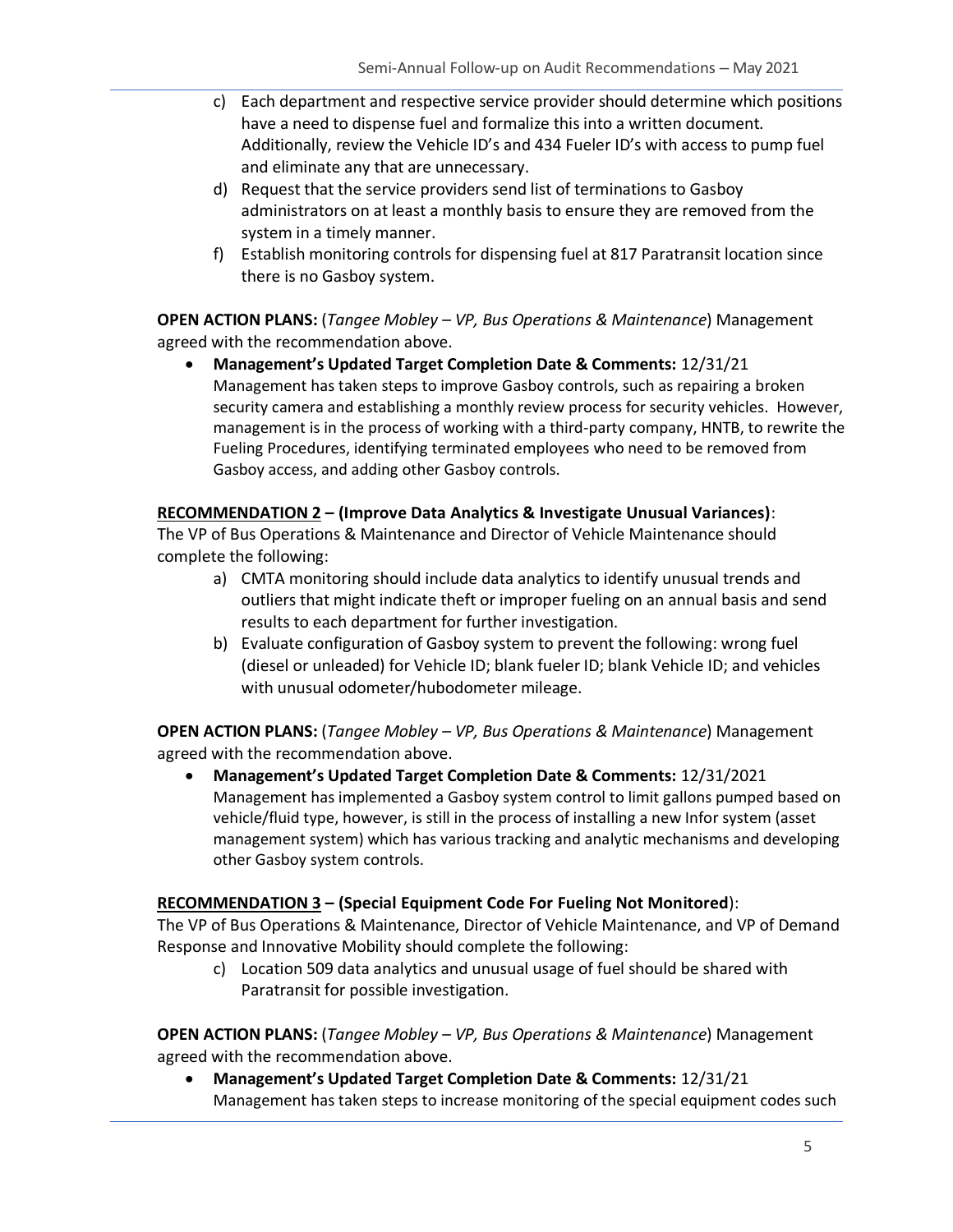c) Each department and respective service provider should determine which positions have a need to dispense fuel and formalize this into a written document. Additionally, review the Vehicle ID's and 434 Fueler ID's with access to pump fuel and eliminate any that are unnecessary.

d) Request that the service providers send list of terminations to Gasboy administrators on at least a monthly basis to ensure they are removed from the system in a timely manner.

f) Establish monitoring controls for dispensing fuel at 817 Paratransit location since there is no Gasboy system.

**OPEN ACTION PLANS:** (*Tangee Mobley – VP, Bus Operations & Maintenance*) Management agreed with the recommendation above.

- **Management's Updated Target Completion Date & Comments:** 12/31/21
  Management has taken steps to improve Gasboy controls, such as repairing a broken security camera and establishing a monthly review process for security vehicles. However, management is in the process of working with a third-party company, HNTB, to rewrite the Fueling Procedures, identifying terminated employees who need to be removed from Gasboy access, and adding other Gasboy controls.

**RECOMMENDATION 2 – (Improve Data Analytics & Investigate Unusual Variances)**:
The VP of Bus Operations & Maintenance and Director of Vehicle Maintenance should complete the following:

a) CMTA monitoring should include data analytics to identify unusual trends and outliers that might indicate theft or improper fueling on an annual basis and send results to each department for further investigation.

b) Evaluate configuration of Gasboy system to prevent the following: wrong fuel (diesel or unleaded) for Vehicle ID; blank fueler ID; blank Vehicle ID; and vehicles with unusual odometer/hubodometer mileage.

**OPEN ACTION PLANS:** (*Tangee Mobley – VP, Bus Operations & Maintenance*) Management agreed with the recommendation above.

- **Management's Updated Target Completion Date & Comments:** 12/31/2021
  Management has implemented a Gasboy system control to limit gallons pumped based on vehicle/fluid type, however, is still in the process of installing a new Infor system (asset management system) which has various tracking and analytic mechanisms and developing other Gasboy system controls.

**RECOMMENDATION 3 – (Special Equipment Code For Fueling Not Monitored)**:
The VP of Bus Operations & Maintenance, Director of Vehicle Maintenance, and VP of Demand Response and Innovative Mobility should complete the following:

c) Location 509 data analytics and unusual usage of fuel should be shared with Paratransit for possible investigation.

**OPEN ACTION PLANS:** (*Tangee Mobley – VP, Bus Operations & Maintenance*) Management agreed with the recommendation above.

- **Management's Updated Target Completion Date & Comments:** 12/31/21
  Management has taken steps to increase monitoring of the special equipment codes such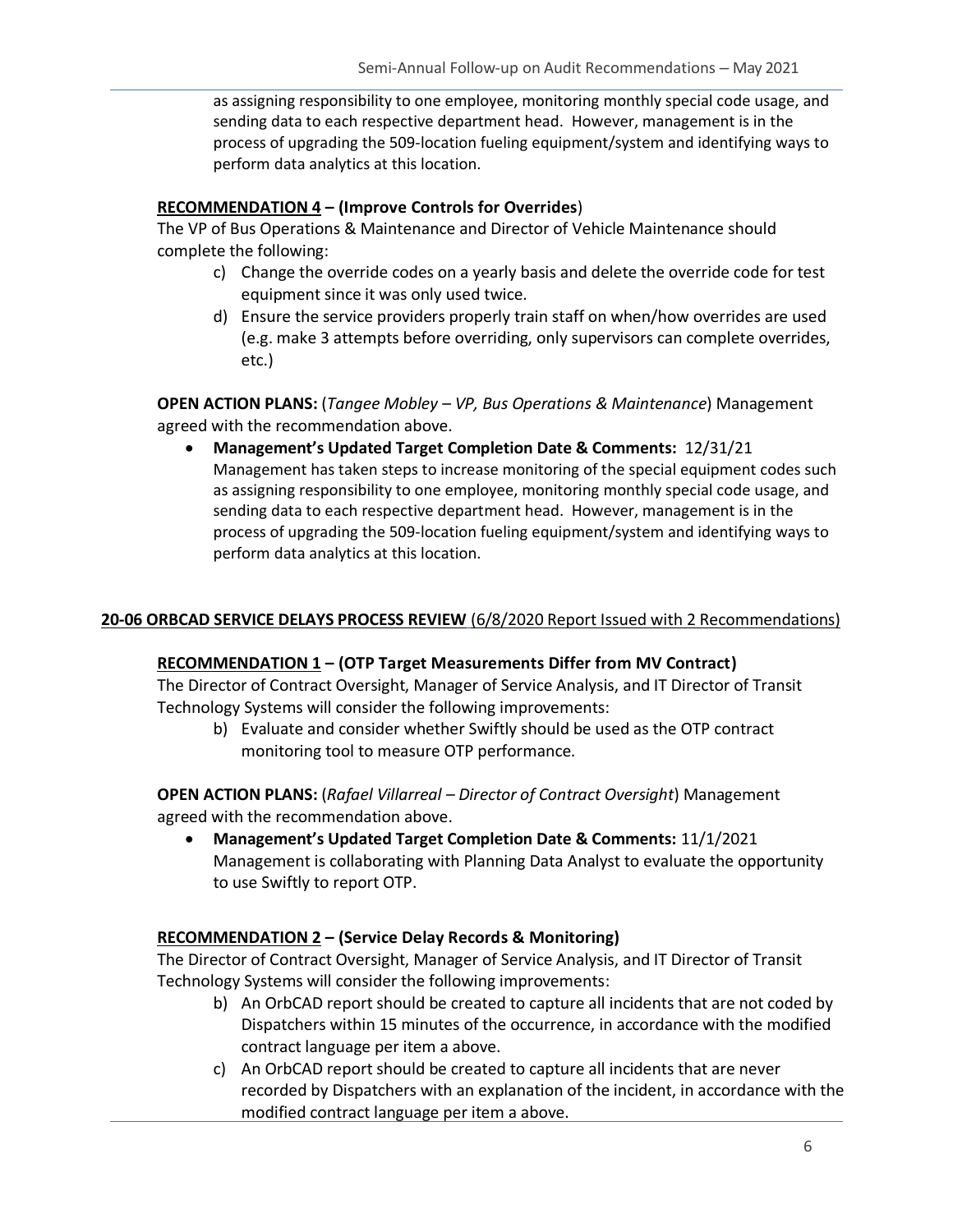as assigning responsibility to one employee, monitoring monthly special code usage, and sending data to each respective department head. However, management is in the process of upgrading the 509-location fueling equipment/system and identifying ways to perform data analytics at this location.

**RECOMMENDATION 4 – (Improve Controls for Overrides**)

The VP of Bus Operations & Maintenance and Director of Vehicle Maintenance should complete the following:

c) Change the override codes on a yearly basis and delete the override code for test equipment since it was only used twice.

d) Ensure the service providers properly train staff on when/how overrides are used (e.g. make 3 attempts before overriding, only supervisors can complete overrides, etc.)

**OPEN ACTION PLANS:** (*Tangee Mobley – VP, Bus Operations & Maintenance*) Management agreed with the recommendation above.

- **Management's Updated Target Completion Date & Comments:** 12/31/21
  Management has taken steps to increase monitoring of the special equipment codes such as assigning responsibility to one employee, monitoring monthly special code usage, and sending data to each respective department head. However, management is in the process of upgrading the 509-location fueling equipment/system and identifying ways to perform data analytics at this location.

## 20-06 ORBCAD SERVICE DELAYS PROCESS REVIEW (6/8/2020 Report Issued with 2 Recommendations)

**RECOMMENDATION 1 – (OTP Target Measurements Differ from MV Contract)**

The Director of Contract Oversight, Manager of Service Analysis, and IT Director of Transit Technology Systems will consider the following improvements:

b) Evaluate and consider whether Swiftly should be used as the OTP contract monitoring tool to measure OTP performance.

**OPEN ACTION PLANS:** (*Rafael Villarreal – Director of Contract Oversight*) Management agreed with the recommendation above.

- **Management's Updated Target Completion Date & Comments:** 11/1/2021
  Management is collaborating with Planning Data Analyst to evaluate the opportunity to use Swiftly to report OTP.

**RECOMMENDATION 2 – (Service Delay Records & Monitoring)**

The Director of Contract Oversight, Manager of Service Analysis, and IT Director of Transit Technology Systems will consider the following improvements:

b) An OrbCAD report should be created to capture all incidents that are not coded by Dispatchers within 15 minutes of the occurrence, in accordance with the modified contract language per item a above.

c) An OrbCAD report should be created to capture all incidents that are never recorded by Dispatchers with an explanation of the incident, in accordance with the modified contract language per item a above.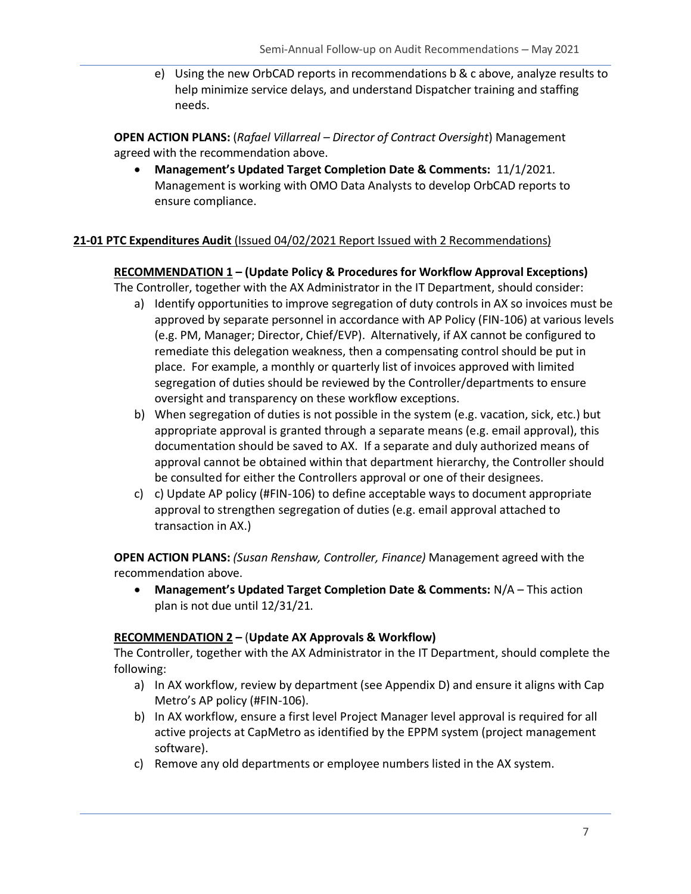e) Using the new OrbCAD reports in recommendations b & c above, analyze results to help minimize service delays, and understand Dispatcher training and staffing needs.

**OPEN ACTION PLANS:** (*Rafael Villarreal – Director of Contract Oversight*) Management agreed with the recommendation above.

- **Management's Updated Target Completion Date & Comments:** 11/1/2021. Management is working with OMO Data Analysts to develop OrbCAD reports to ensure compliance.

**21-01 PTC Expenditures Audit** (Issued 04/02/2021 Report Issued with 2 Recommendations)

**RECOMMENDATION 1 – (Update Policy & Procedures for Workflow Approval Exceptions)**

The Controller, together with the AX Administrator in the IT Department, should consider:

a) Identify opportunities to improve segregation of duty controls in AX so invoices must be approved by separate personnel in accordance with AP Policy (FIN-106) at various levels (e.g. PM, Manager; Director, Chief/EVP). Alternatively, if AX cannot be configured to remediate this delegation weakness, then a compensating control should be put in place. For example, a monthly or quarterly list of invoices approved with limited segregation of duties should be reviewed by the Controller/departments to ensure oversight and transparency on these workflow exceptions.

b) When segregation of duties is not possible in the system (e.g. vacation, sick, etc.) but appropriate approval is granted through a separate means (e.g. email approval), this documentation should be saved to AX. If a separate and duly authorized means of approval cannot be obtained within that department hierarchy, the Controller should be consulted for either the Controllers approval or one of their designees.

c) c) Update AP policy (#FIN-106) to define acceptable ways to document appropriate approval to strengthen segregation of duties (e.g. email approval attached to transaction in AX.)

**OPEN ACTION PLANS:** *(Susan Renshaw, Controller, Finance)* Management agreed with the recommendation above.

- **Management's Updated Target Completion Date & Comments:** N/A – This action plan is not due until 12/31/21.

**RECOMMENDATION 2 – (Update AX Approvals & Workflow)**

The Controller, together with the AX Administrator in the IT Department, should complete the following:

a) In AX workflow, review by department (see Appendix D) and ensure it aligns with Cap Metro's AP policy (#FIN-106).

b) In AX workflow, ensure a first level Project Manager level approval is required for all active projects at CapMetro as identified by the EPPM system (project management software).

c) Remove any old departments or employee numbers listed in the AX system.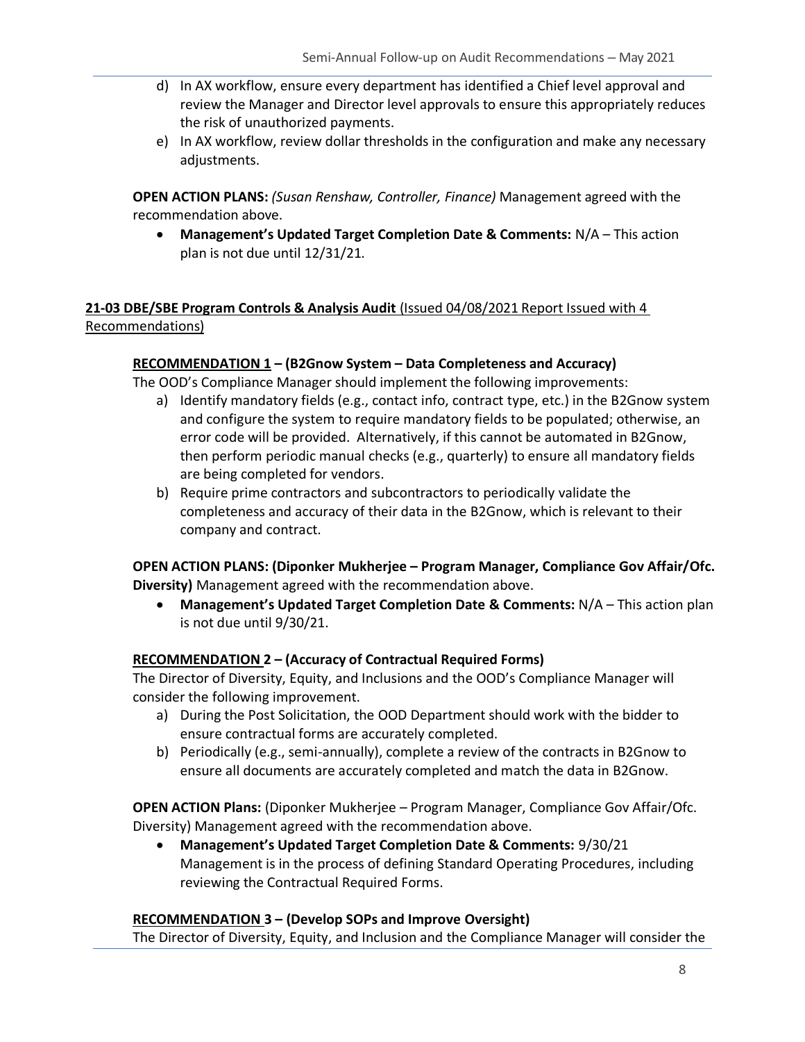d) In AX workflow, ensure every department has identified a Chief level approval and review the Manager and Director level approvals to ensure this appropriately reduces the risk of unauthorized payments.

e) In AX workflow, review dollar thresholds in the configuration and make any necessary adjustments.

**OPEN ACTION PLANS:** *(Susan Renshaw, Controller, Finance)* Management agreed with the recommendation above.

- **Management's Updated Target Completion Date & Comments:** N/A – This action plan is not due until 12/31/21.

**21-03 DBE/SBE Program Controls & Analysis Audit** (Issued 04/08/2021 Report Issued with 4 Recommendations)

**RECOMMENDATION 1 – (B2Gnow System – Data Completeness and Accuracy)**

The OOD's Compliance Manager should implement the following improvements:

a) Identify mandatory fields (e.g., contact info, contract type, etc.) in the B2Gnow system and configure the system to require mandatory fields to be populated; otherwise, an error code will be provided. Alternatively, if this cannot be automated in B2Gnow, then perform periodic manual checks (e.g., quarterly) to ensure all mandatory fields are being completed for vendors.

b) Require prime contractors and subcontractors to periodically validate the completeness and accuracy of their data in the B2Gnow, which is relevant to their company and contract.

**OPEN ACTION PLANS: (Diponker Mukherjee – Program Manager, Compliance Gov Affair/Ofc. Diversity)** Management agreed with the recommendation above.

- **Management's Updated Target Completion Date & Comments:** N/A – This action plan is not due until 9/30/21.

**RECOMMENDATION 2 – (Accuracy of Contractual Required Forms)**

The Director of Diversity, Equity, and Inclusions and the OOD's Compliance Manager will consider the following improvement.

a) During the Post Solicitation, the OOD Department should work with the bidder to ensure contractual forms are accurately completed.

b) Periodically (e.g., semi-annually), complete a review of the contracts in B2Gnow to ensure all documents are accurately completed and match the data in B2Gnow.

**OPEN ACTION Plans:** (Diponker Mukherjee – Program Manager, Compliance Gov Affair/Ofc. Diversity) Management agreed with the recommendation above.

- **Management's Updated Target Completion Date & Comments:** 9/30/21 Management is in the process of defining Standard Operating Procedures, including reviewing the Contractual Required Forms.

**RECOMMENDATION 3 – (Develop SOPs and Improve Oversight)**

The Director of Diversity, Equity, and Inclusion and the Compliance Manager will consider the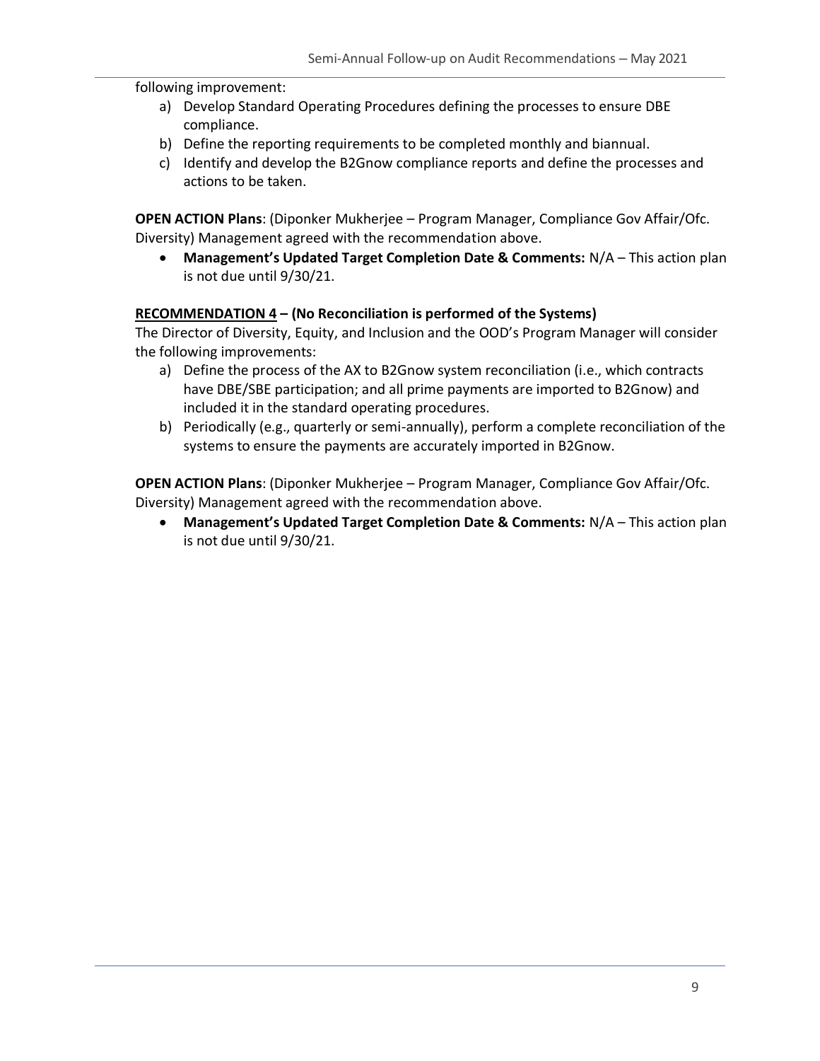following improvement:

a) Develop Standard Operating Procedures defining the processes to ensure DBE compliance.
b) Define the reporting requirements to be completed monthly and biannual.
c) Identify and develop the B2Gnow compliance reports and define the processes and actions to be taken.

**OPEN ACTION Plans**: (Diponker Mukherjee – Program Manager, Compliance Gov Affair/Ofc. Diversity) Management agreed with the recommendation above.

- **Management's Updated Target Completion Date & Comments:** N/A – This action plan is not due until 9/30/21.

### RECOMMENDATION 4 – (No Reconciliation is performed of the Systems)

The Director of Diversity, Equity, and Inclusion and the OOD's Program Manager will consider the following improvements:

a) Define the process of the AX to B2Gnow system reconciliation (i.e., which contracts have DBE/SBE participation; and all prime payments are imported to B2Gnow) and included it in the standard operating procedures.
b) Periodically (e.g., quarterly or semi-annually), perform a complete reconciliation of the systems to ensure the payments are accurately imported in B2Gnow.

**OPEN ACTION Plans**: (Diponker Mukherjee – Program Manager, Compliance Gov Affair/Ofc. Diversity) Management agreed with the recommendation above.

- **Management's Updated Target Completion Date & Comments:** N/A – This action plan is not due until 9/30/21.